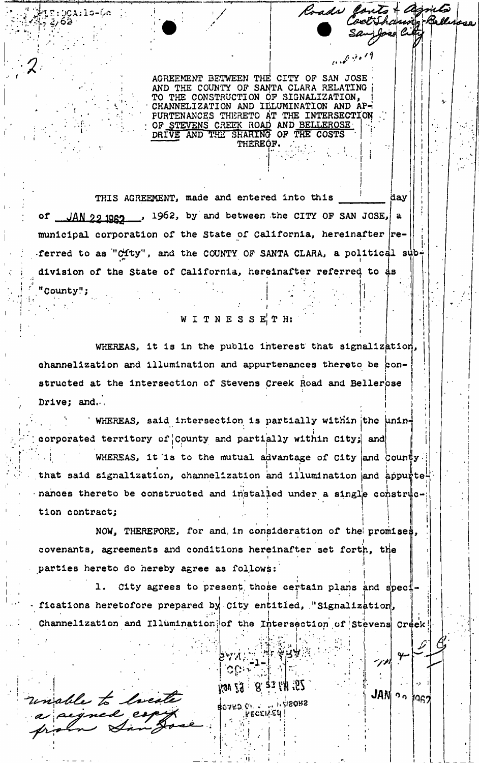Roads Contracts & Agmts
Cost Sharing - Bellerose
San Jose City

2

AGREEMENT BETWEEN THE CITY OF SAN JOSE AND THE COUNTY OF SANTA CLARA RELATING TO THE CONSTRUCTION OF SIGNALIZATION, CHANNELIZATION AND ILLUMINATION AND APPURTENANCES THERETO AT THE INTERSECTION OF STEVENS CREEK ROAD AND BELLEROSE DRIVE AND THE SHARING OF THE COSTS THEREOF.

THIS AGREEMENT, made and entered into this _______ day of JAN 22 1962, 1962, by and between the CITY OF SAN JOSE, a municipal corporation of the State of California, hereinafter referred to as "City", and the COUNTY OF SANTA CLARA, a political subdivision of the State of California, hereinafter referred to as "County";

W I T N E S S E T H:

WHEREAS, it is in the public interest that signalization, channelization and illumination and appurtenances thereto be constructed at the intersection of Stevens Creek Road and Bellerose Drive; and

WHEREAS, said intersection is partially within the unincorporated territory of County and partially within City; and

WHEREAS, it is to the mutual advantage of City and County that said signalization, channelization and illumination and appurtenances thereto be constructed and installed under a single construction contract;

NOW, THEREFORE, for and in consideration of the promises, covenants, agreements and conditions hereinafter set forth, the parties hereto do hereby agree as follows:

1. City agrees to present those certain plans and specifications heretofore prepared by City entitled, "Signalization, Channelization and Illumination of the Intersection of Stevens Creek

JAN 22 1962

unable to locate a signed copy from San Jose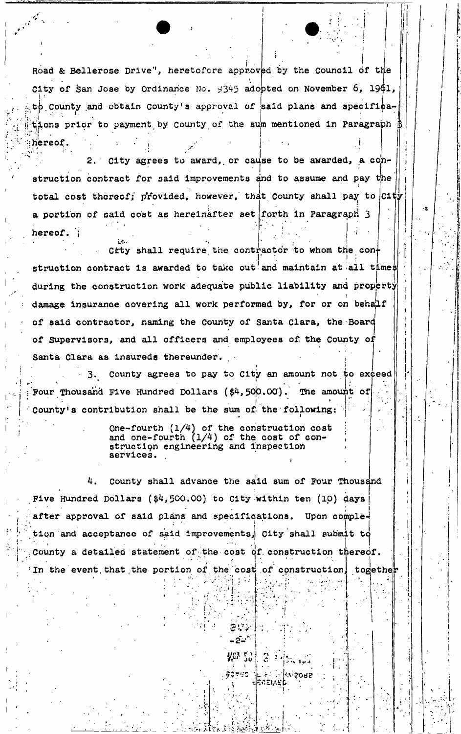Road & Bellerose Drive", heretofore approved by the Council of the City of San Jose by Ordinance No. 9345 adopted on November 6, 1961, to County and obtain County's approval of said plans and specifications prior to payment by County of the sum mentioned in Paragraph 3 hereof.

2. City agrees to award, or cause to be awarded, a construction contract for said improvements and to assume and pay the total cost thereof; provided, however, that County shall pay to City a portion of said cost as hereinafter set forth in Paragraph 3 hereof.

City shall require the contractor to whom the construction contract is awarded to take out and maintain at all times during the construction work adequate public liability and property damage insurance covering all work performed by, for or on behalf of said contractor, naming the County of Santa Clara, the Board of Supervisors, and all officers and employees of the County of Santa Clara as insureds thereunder.

3. County agrees to pay to City an amount not to exceed Four Thousand Five Hundred Dollars ($4,500.00). The amount of County's contribution shall be the sum of the following:

> One-fourth (1/4) of the construction cost and one-fourth (1/4) of the cost of construction engineering and inspection services.

4. County shall advance the said sum of Four Thousand Five Hundred Dollars ($4,500.00) to City within ten (10) days after approval of said plans and specifications. Upon completion and acceptance of said improvements, City shall submit to County a detailed statement of the cost of construction thereof. In the event that the portion of the cost of construction, together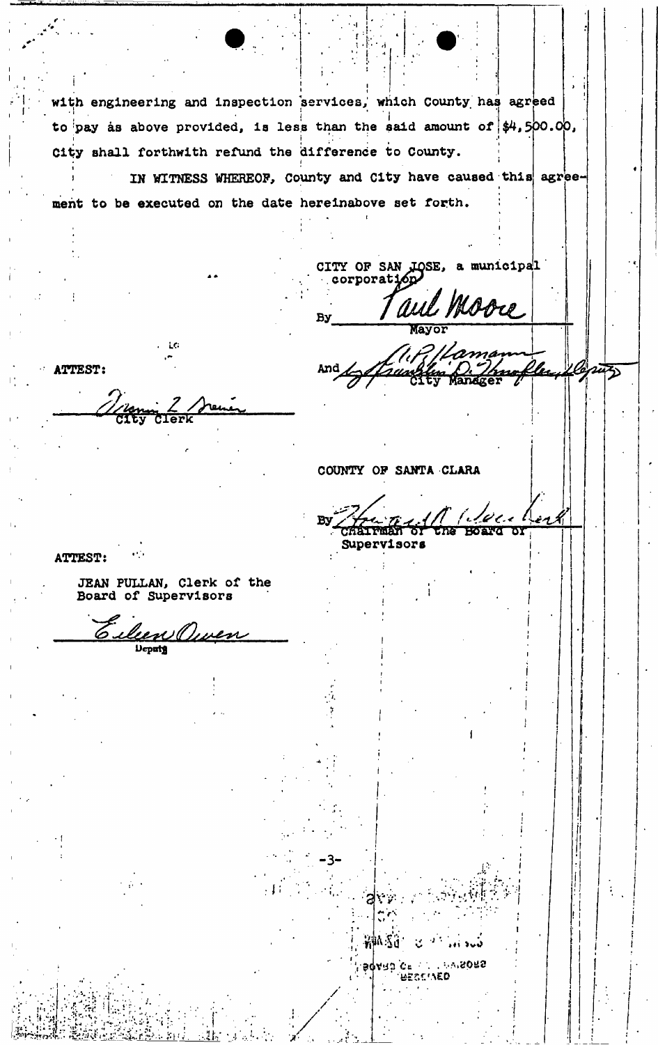with engineering and inspection services, which County has agreed to pay as above provided, is less than the said amount of $4,500.00, City shall forthwith refund the difference to County.

IN WITNESS WHEREOF, County and City have caused this agreement to be executed on the date hereinabove set forth.

CITY OF SAN JOSE, a municipal corporation

By Paul Moore
Mayor

And A. P. Hamann / Franklin D. Knofler, Deputy
City Manager

ATTEST:

City Clerk

COUNTY OF SANTA CLARA

By
Chairman of the Board of Supervisors

ATTEST:

JEAN PULLAN, Clerk of the Board of Supervisors

Eileen Owen
Deputy